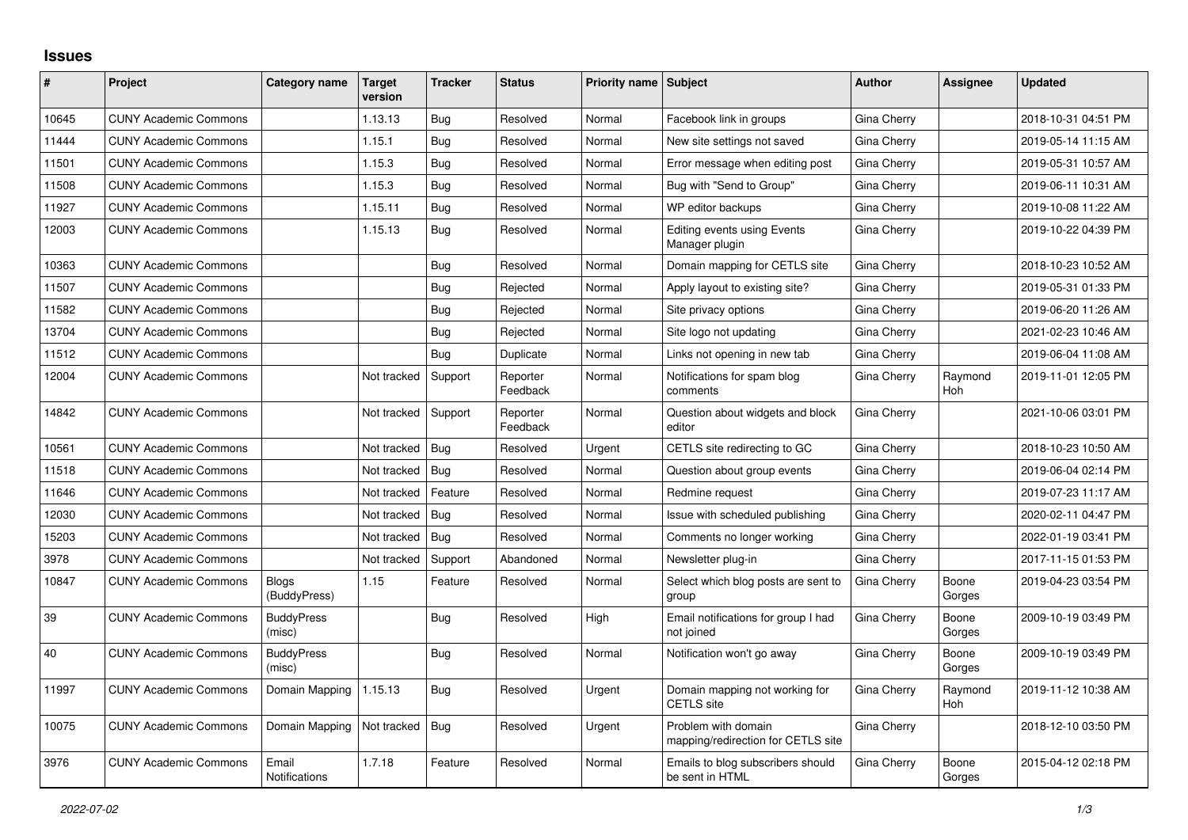# Issues

| # | Project | Category name | Target version | Tracker | Status | Priority name | Subject | Author | Assignee | Updated |
|---|---|---|---|---|---|---|---|---|---|---|
| 10645 | CUNY Academic Commons | | 1.13.13 | Bug | Resolved | Normal | Facebook link in groups | Gina Cherry | | 2018-10-31 04:51 PM |
| 11444 | CUNY Academic Commons | | 1.15.1 | Bug | Resolved | Normal | New site settings not saved | Gina Cherry | | 2019-05-14 11:15 AM |
| 11501 | CUNY Academic Commons | | 1.15.3 | Bug | Resolved | Normal | Error message when editing post | Gina Cherry | | 2019-05-31 10:57 AM |
| 11508 | CUNY Academic Commons | | 1.15.3 | Bug | Resolved | Normal | Bug with "Send to Group" | Gina Cherry | | 2019-06-11 10:31 AM |
| 11927 | CUNY Academic Commons | | 1.15.11 | Bug | Resolved | Normal | WP editor backups | Gina Cherry | | 2019-10-08 11:22 AM |
| 12003 | CUNY Academic Commons | | 1.15.13 | Bug | Resolved | Normal | Editing events using Events Manager plugin | Gina Cherry | | 2019-10-22 04:39 PM |
| 10363 | CUNY Academic Commons | | | Bug | Resolved | Normal | Domain mapping for CETLS site | Gina Cherry | | 2018-10-23 10:52 AM |
| 11507 | CUNY Academic Commons | | | Bug | Rejected | Normal | Apply layout to existing site? | Gina Cherry | | 2019-05-31 01:33 PM |
| 11582 | CUNY Academic Commons | | | Bug | Rejected | Normal | Site privacy options | Gina Cherry | | 2019-06-20 11:26 AM |
| 13704 | CUNY Academic Commons | | | Bug | Rejected | Normal | Site logo not updating | Gina Cherry | | 2021-02-23 10:46 AM |
| 11512 | CUNY Academic Commons | | | Bug | Duplicate | Normal | Links not opening in new tab | Gina Cherry | | 2019-06-04 11:08 AM |
| 12004 | CUNY Academic Commons | | Not tracked | Support | Reporter Feedback | Normal | Notifications for spam blog comments | Gina Cherry | Raymond Hoh | 2019-11-01 12:05 PM |
| 14842 | CUNY Academic Commons | | Not tracked | Support | Reporter Feedback | Normal | Question about widgets and block editor | Gina Cherry | | 2021-10-06 03:01 PM |
| 10561 | CUNY Academic Commons | | Not tracked | Bug | Resolved | Urgent | CETLS site redirecting to GC | Gina Cherry | | 2018-10-23 10:50 AM |
| 11518 | CUNY Academic Commons | | Not tracked | Bug | Resolved | Normal | Question about group events | Gina Cherry | | 2019-06-04 02:14 PM |
| 11646 | CUNY Academic Commons | | Not tracked | Feature | Resolved | Normal | Redmine request | Gina Cherry | | 2019-07-23 11:17 AM |
| 12030 | CUNY Academic Commons | | Not tracked | Bug | Resolved | Normal | Issue with scheduled publishing | Gina Cherry | | 2020-02-11 04:47 PM |
| 15203 | CUNY Academic Commons | | Not tracked | Bug | Resolved | Normal | Comments no longer working | Gina Cherry | | 2022-01-19 03:41 PM |
| 3978 | CUNY Academic Commons | | Not tracked | Support | Abandoned | Normal | Newsletter plug-in | Gina Cherry | | 2017-11-15 01:53 PM |
| 10847 | CUNY Academic Commons | Blogs (BuddyPress) | 1.15 | Feature | Resolved | Normal | Select which blog posts are sent to group | Gina Cherry | Boone Gorges | 2019-04-23 03:54 PM |
| 39 | CUNY Academic Commons | BuddyPress (misc) | | Bug | Resolved | High | Email notifications for group I had not joined | Gina Cherry | Boone Gorges | 2009-10-19 03:49 PM |
| 40 | CUNY Academic Commons | BuddyPress (misc) | | Bug | Resolved | Normal | Notification won't go away | Gina Cherry | Boone Gorges | 2009-10-19 03:49 PM |
| 11997 | CUNY Academic Commons | Domain Mapping | 1.15.13 | Bug | Resolved | Urgent | Domain mapping not working for CETLS site | Gina Cherry | Raymond Hoh | 2019-11-12 10:38 AM |
| 10075 | CUNY Academic Commons | Domain Mapping | Not tracked | Bug | Resolved | Urgent | Problem with domain mapping/redirection for CETLS site | Gina Cherry | | 2018-12-10 03:50 PM |
| 3976 | CUNY Academic Commons | Email Notifications | 1.7.18 | Feature | Resolved | Normal | Emails to blog subscribers should be sent in HTML | Gina Cherry | Boone Gorges | 2015-04-12 02:18 PM |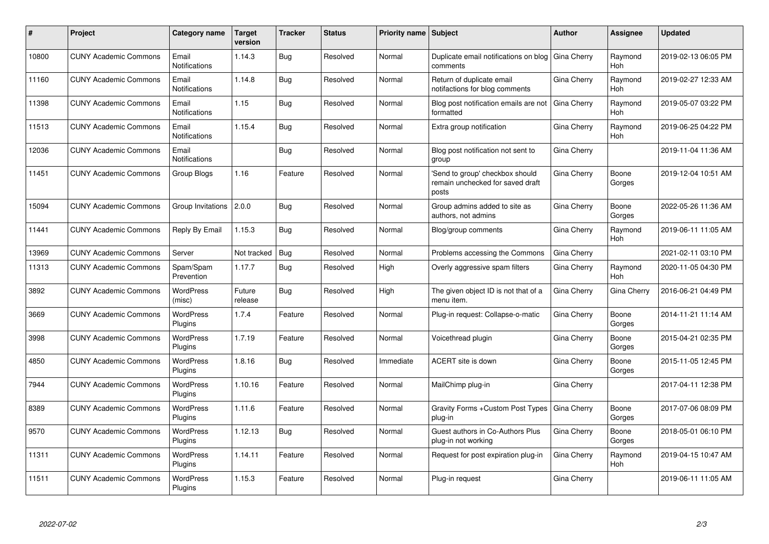| # | Project | Category name | Target version | Tracker | Status | Priority name | Subject | Author | Assignee | Updated |
|---|---|---|---|---|---|---|---|---|---|---|
| 10800 | CUNY Academic Commons | Email Notifications | 1.14.3 | Bug | Resolved | Normal | Duplicate email notifications on blog comments | Gina Cherry | Raymond Hoh | 2019-02-13 06:05 PM |
| 11160 | CUNY Academic Commons | Email Notifications | 1.14.8 | Bug | Resolved | Normal | Return of duplicate email notifactions for blog comments | Gina Cherry | Raymond Hoh | 2019-02-27 12:33 AM |
| 11398 | CUNY Academic Commons | Email Notifications | 1.15 | Bug | Resolved | Normal | Blog post notification emails are not formatted | Gina Cherry | Raymond Hoh | 2019-05-07 03:22 PM |
| 11513 | CUNY Academic Commons | Email Notifications | 1.15.4 | Bug | Resolved | Normal | Extra group notification | Gina Cherry | Raymond Hoh | 2019-06-25 04:22 PM |
| 12036 | CUNY Academic Commons | Email Notifications | | Bug | Resolved | Normal | Blog post notification not sent to group | Gina Cherry | | 2019-11-04 11:36 AM |
| 11451 | CUNY Academic Commons | Group Blogs | 1.16 | Feature | Resolved | Normal | 'Send to group' checkbox should remain unchecked for saved draft posts | Gina Cherry | Boone Gorges | 2019-12-04 10:51 AM |
| 15094 | CUNY Academic Commons | Group Invitations | 2.0.0 | Bug | Resolved | Normal | Group admins added to site as authors, not admins | Gina Cherry | Boone Gorges | 2022-05-26 11:36 AM |
| 11441 | CUNY Academic Commons | Reply By Email | 1.15.3 | Bug | Resolved | Normal | Blog/group comments | Gina Cherry | Raymond Hoh | 2019-06-11 11:05 AM |
| 13969 | CUNY Academic Commons | Server | Not tracked | Bug | Resolved | Normal | Problems accessing the Commons | Gina Cherry | | 2021-02-11 03:10 PM |
| 11313 | CUNY Academic Commons | Spam/Spam Prevention | 1.17.7 | Bug | Resolved | High | Overly aggressive spam filters | Gina Cherry | Raymond Hoh | 2020-11-05 04:30 PM |
| 3892 | CUNY Academic Commons | WordPress (misc) | Future release | Bug | Resolved | High | The given object ID is not that of a menu item. | Gina Cherry | Gina Cherry | 2016-06-21 04:49 PM |
| 3669 | CUNY Academic Commons | WordPress Plugins | 1.7.4 | Feature | Resolved | Normal | Plug-in request: Collapse-o-matic | Gina Cherry | Boone Gorges | 2014-11-21 11:14 AM |
| 3998 | CUNY Academic Commons | WordPress Plugins | 1.7.19 | Feature | Resolved | Normal | Voicethread plugin | Gina Cherry | Boone Gorges | 2015-04-21 02:35 PM |
| 4850 | CUNY Academic Commons | WordPress Plugins | 1.8.16 | Bug | Resolved | Immediate | ACERT site is down | Gina Cherry | Boone Gorges | 2015-11-05 12:45 PM |
| 7944 | CUNY Academic Commons | WordPress Plugins | 1.10.16 | Feature | Resolved | Normal | MailChimp plug-in | Gina Cherry | | 2017-04-11 12:38 PM |
| 8389 | CUNY Academic Commons | WordPress Plugins | 1.11.6 | Feature | Resolved | Normal | Gravity Forms +Custom Post Types plug-in | Gina Cherry | Boone Gorges | 2017-07-06 08:09 PM |
| 9570 | CUNY Academic Commons | WordPress Plugins | 1.12.13 | Bug | Resolved | Normal | Guest authors in Co-Authors Plus plug-in not working | Gina Cherry | Boone Gorges | 2018-05-01 06:10 PM |
| 11311 | CUNY Academic Commons | WordPress Plugins | 1.14.11 | Feature | Resolved | Normal | Request for post expiration plug-in | Gina Cherry | Raymond Hoh | 2019-04-15 10:47 AM |
| 11511 | CUNY Academic Commons | WordPress Plugins | 1.15.3 | Feature | Resolved | Normal | Plug-in request | Gina Cherry | | 2019-06-11 11:05 AM |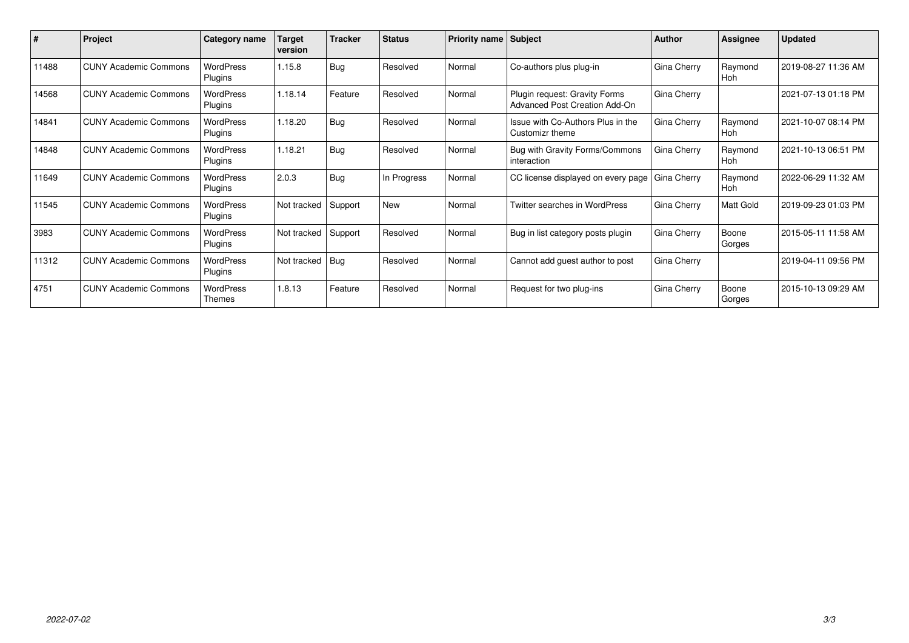| # | Project | Category name | Target version | Tracker | Status | Priority name | Subject | Author | Assignee | Updated |
|---|---|---|---|---|---|---|---|---|---|---|
| 11488 | CUNY Academic Commons | WordPress Plugins | 1.15.8 | Bug | Resolved | Normal | Co-authors plus plug-in | Gina Cherry | Raymond Hoh | 2019-08-27 11:36 AM |
| 14568 | CUNY Academic Commons | WordPress Plugins | 1.18.14 | Feature | Resolved | Normal | Plugin request: Gravity Forms Advanced Post Creation Add-On | Gina Cherry | | 2021-07-13 01:18 PM |
| 14841 | CUNY Academic Commons | WordPress Plugins | 1.18.20 | Bug | Resolved | Normal | Issue with Co-Authors Plus in the Customizr theme | Gina Cherry | Raymond Hoh | 2021-10-07 08:14 PM |
| 14848 | CUNY Academic Commons | WordPress Plugins | 1.18.21 | Bug | Resolved | Normal | Bug with Gravity Forms/Commons interaction | Gina Cherry | Raymond Hoh | 2021-10-13 06:51 PM |
| 11649 | CUNY Academic Commons | WordPress Plugins | 2.0.3 | Bug | In Progress | Normal | CC license displayed on every page | Gina Cherry | Raymond Hoh | 2022-06-29 11:32 AM |
| 11545 | CUNY Academic Commons | WordPress Plugins | Not tracked | Support | New | Normal | Twitter searches in WordPress | Gina Cherry | Matt Gold | 2019-09-23 01:03 PM |
| 3983 | CUNY Academic Commons | WordPress Plugins | Not tracked | Support | Resolved | Normal | Bug in list category posts plugin | Gina Cherry | Boone Gorges | 2015-05-11 11:58 AM |
| 11312 | CUNY Academic Commons | WordPress Plugins | Not tracked | Bug | Resolved | Normal | Cannot add guest author to post | Gina Cherry | | 2019-04-11 09:56 PM |
| 4751 | CUNY Academic Commons | WordPress Themes | 1.8.13 | Feature | Resolved | Normal | Request for two plug-ins | Gina Cherry | Boone Gorges | 2015-10-13 09:29 AM |